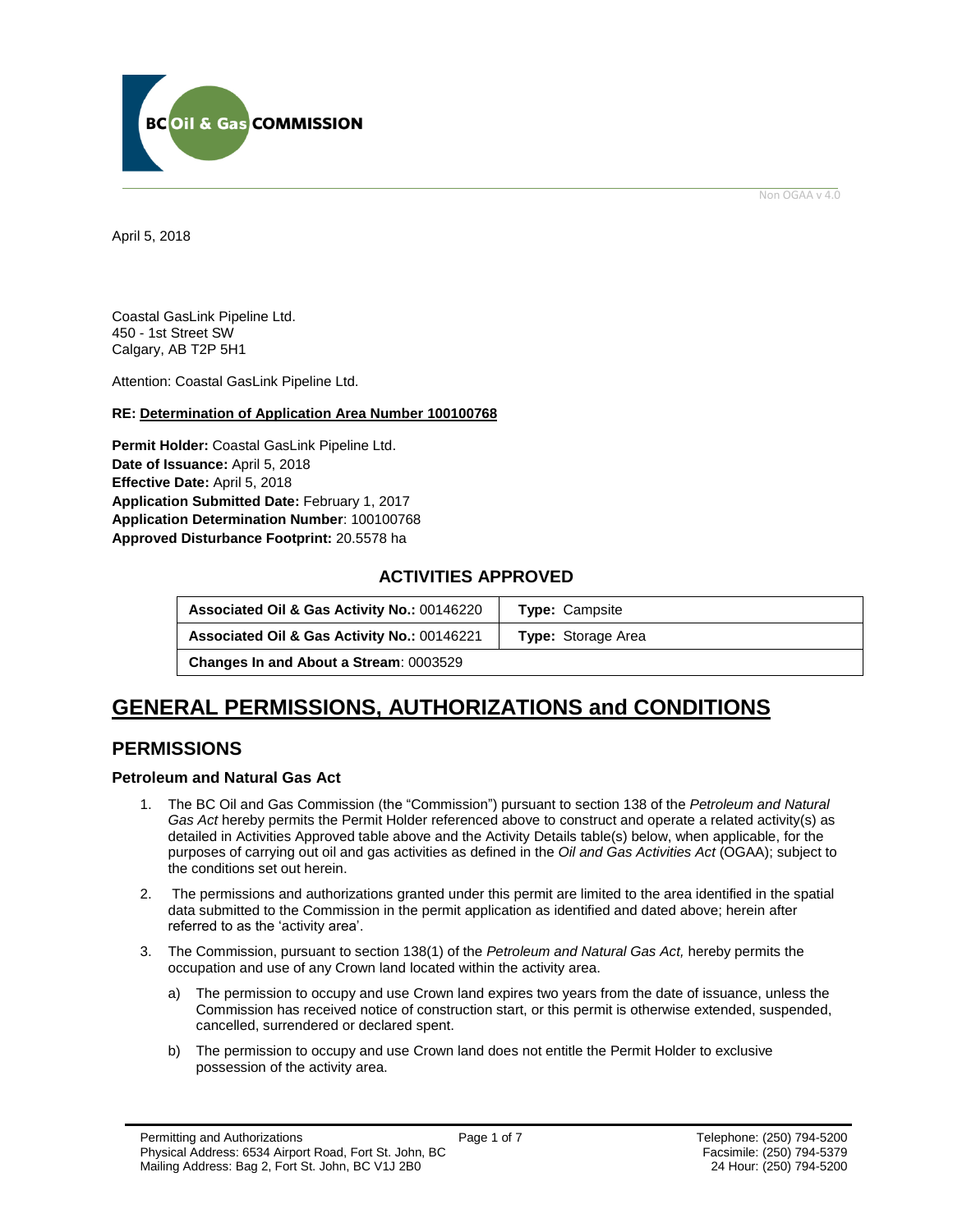Non OGAA v 4.0

April 5, 2018

Coastal GasLink Pipeline Ltd.
450 - 1st Street SW
Calgary, AB T2P 5H1

Attention: Coastal GasLink Pipeline Ltd.

**RE: Determination of Application Area Number 100100768**

**Permit Holder:** Coastal GasLink Pipeline Ltd.
**Date of Issuance:** April 5, 2018
**Effective Date:** April 5, 2018
**Application Submitted Date:** February 1, 2017
**Application Determination Number**: 100100768
**Approved Disturbance Footprint:** 20.5578 ha

## ACTIVITIES APPROVED

| | |
|---|---|
| **Associated Oil & Gas Activity No.:** 00146220 | **Type:** Campsite |
| **Associated Oil & Gas Activity No.:** 00146221 | **Type:** Storage Area |
| **Changes In and About a Stream**: 0003529 | |

# GENERAL PERMISSIONS, AUTHORIZATIONS and CONDITIONS

## PERMISSIONS

### Petroleum and Natural Gas Act

1. The BC Oil and Gas Commission (the "Commission") pursuant to section 138 of the *Petroleum and Natural Gas Act* hereby permits the Permit Holder referenced above to construct and operate a related activity(s) as detailed in Activities Approved table above and the Activity Details table(s) below, when applicable, for the purposes of carrying out oil and gas activities as defined in the *Oil and Gas Activities Act* (OGAA); subject to the conditions set out herein.
2. The permissions and authorizations granted under this permit are limited to the area identified in the spatial data submitted to the Commission in the permit application as identified and dated above; herein after referred to as the 'activity area'.
3. The Commission, pursuant to section 138(1) of the *Petroleum and Natural Gas Act,* hereby permits the occupation and use of any Crown land located within the activity area.
   a) The permission to occupy and use Crown land expires two years from the date of issuance, unless the Commission has received notice of construction start, or this permit is otherwise extended, suspended, cancelled, surrendered or declared spent.
   b) The permission to occupy and use Crown land does not entitle the Permit Holder to exclusive possession of the activity area.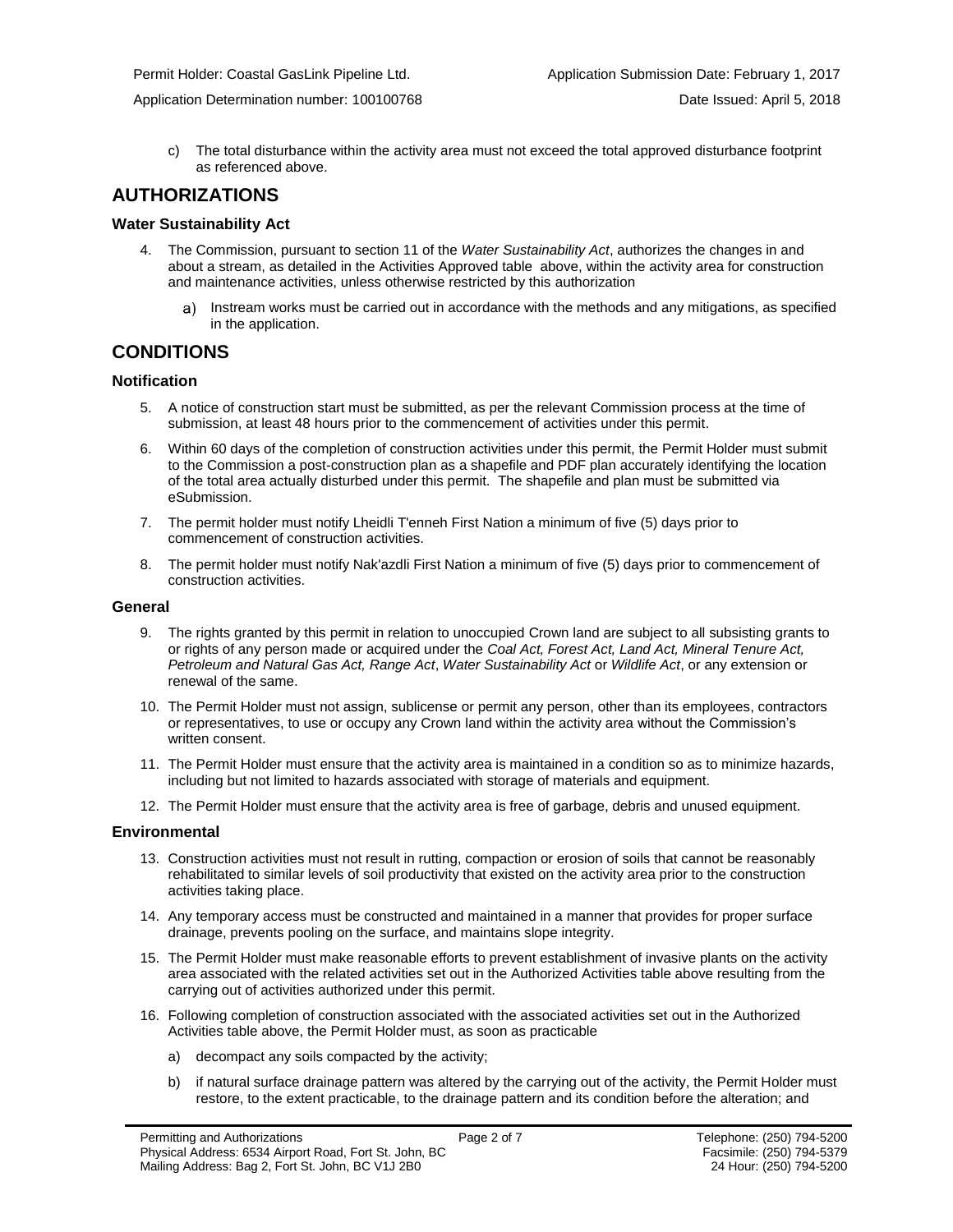c) The total disturbance within the activity area must not exceed the total approved disturbance footprint as referenced above.

## AUTHORIZATIONS

### Water Sustainability Act

4. The Commission, pursuant to section 11 of the *Water Sustainability Act*, authorizes the changes in and about a stream, as detailed in the Activities Approved table above, within the activity area for construction and maintenance activities, unless otherwise restricted by this authorization
   a) Instream works must be carried out in accordance with the methods and any mitigations, as specified in the application.

## CONDITIONS

### Notification

5. A notice of construction start must be submitted, as per the relevant Commission process at the time of submission, at least 48 hours prior to the commencement of activities under this permit.
6. Within 60 days of the completion of construction activities under this permit, the Permit Holder must submit to the Commission a post-construction plan as a shapefile and PDF plan accurately identifying the location of the total area actually disturbed under this permit. The shapefile and plan must be submitted via eSubmission.
7. The permit holder must notify Lheidli T'enneh First Nation a minimum of five (5) days prior to commencement of construction activities.
8. The permit holder must notify Nak'azdli First Nation a minimum of five (5) days prior to commencement of construction activities.

### General

9. The rights granted by this permit in relation to unoccupied Crown land are subject to all subsisting grants to or rights of any person made or acquired under the *Coal Act, Forest Act, Land Act, Mineral Tenure Act, Petroleum and Natural Gas Act, Range Act*, *Water Sustainability Act* or *Wildlife Act*, or any extension or renewal of the same.
10. The Permit Holder must not assign, sublicense or permit any person, other than its employees, contractors or representatives, to use or occupy any Crown land within the activity area without the Commission's written consent.
11. The Permit Holder must ensure that the activity area is maintained in a condition so as to minimize hazards, including but not limited to hazards associated with storage of materials and equipment.
12. The Permit Holder must ensure that the activity area is free of garbage, debris and unused equipment.

### Environmental

13. Construction activities must not result in rutting, compaction or erosion of soils that cannot be reasonably rehabilitated to similar levels of soil productivity that existed on the activity area prior to the construction activities taking place.
14. Any temporary access must be constructed and maintained in a manner that provides for proper surface drainage, prevents pooling on the surface, and maintains slope integrity.
15. The Permit Holder must make reasonable efforts to prevent establishment of invasive plants on the activity area associated with the related activities set out in the Authorized Activities table above resulting from the carrying out of activities authorized under this permit.
16. Following completion of construction associated with the associated activities set out in the Authorized Activities table above, the Permit Holder must, as soon as practicable
   a) decompact any soils compacted by the activity;
   b) if natural surface drainage pattern was altered by the carrying out of the activity, the Permit Holder must restore, to the extent practicable, to the drainage pattern and its condition before the alteration; and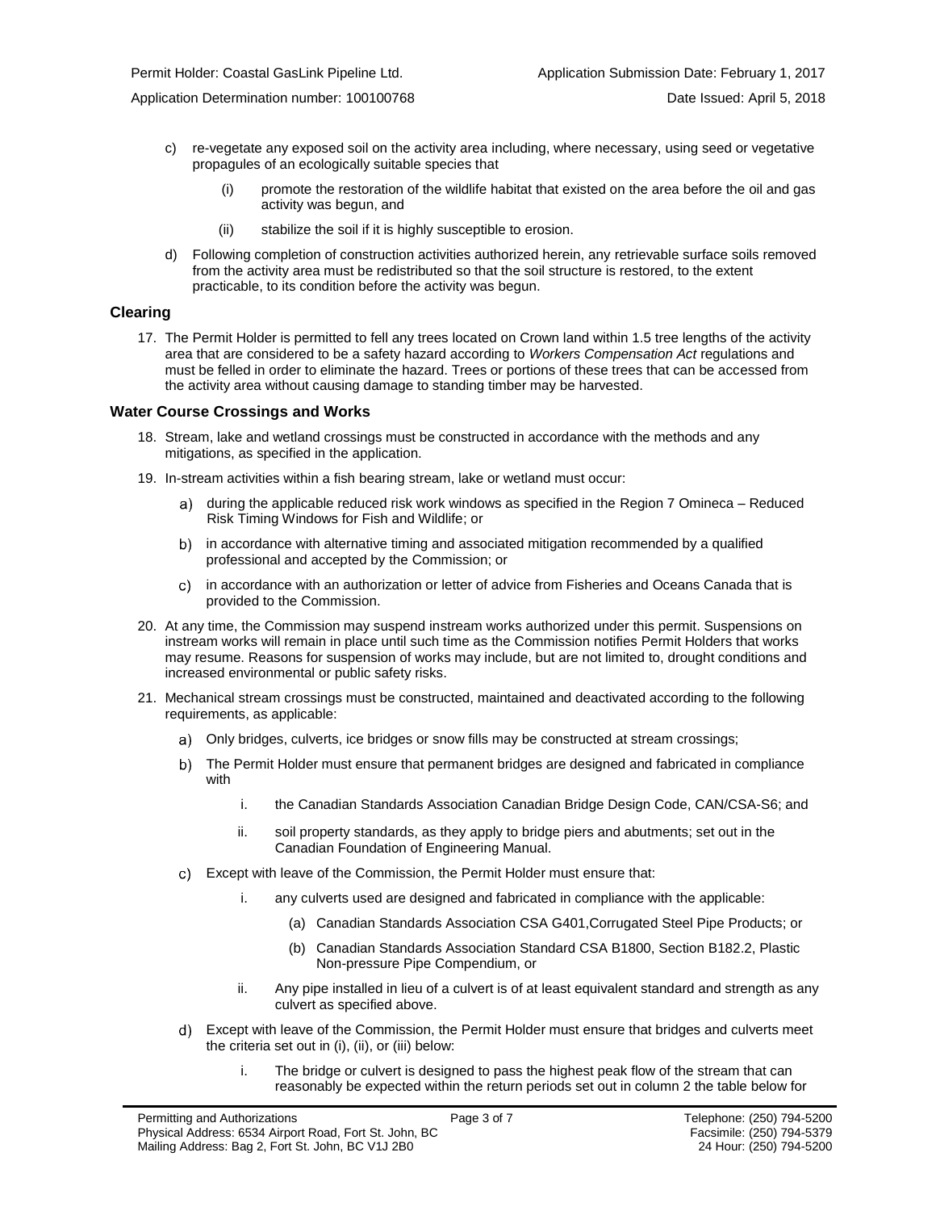c) re-vegetate any exposed soil on the activity area including, where necessary, using seed or vegetative propagules of an ecologically suitable species that

   (i) promote the restoration of the wildlife habitat that existed on the area before the oil and gas activity was begun, and

   (ii) stabilize the soil if it is highly susceptible to erosion.

d) Following completion of construction activities authorized herein, any retrievable surface soils removed from the activity area must be redistributed so that the soil structure is restored, to the extent practicable, to its condition before the activity was begun.

## Clearing

17. The Permit Holder is permitted to fell any trees located on Crown land within 1.5 tree lengths of the activity area that are considered to be a safety hazard according to *Workers Compensation Act* regulations and must be felled in order to eliminate the hazard. Trees or portions of these trees that can be accessed from the activity area without causing damage to standing timber may be harvested.

## Water Course Crossings and Works

18. Stream, lake and wetland crossings must be constructed in accordance with the methods and any mitigations, as specified in the application.

19. In-stream activities within a fish bearing stream, lake or wetland must occur:

    a) during the applicable reduced risk work windows as specified in the Region 7 Omineca – Reduced Risk Timing Windows for Fish and Wildlife; or

    b) in accordance with alternative timing and associated mitigation recommended by a qualified professional and accepted by the Commission; or

    c) in accordance with an authorization or letter of advice from Fisheries and Oceans Canada that is provided to the Commission.

20. At any time, the Commission may suspend instream works authorized under this permit. Suspensions on instream works will remain in place until such time as the Commission notifies Permit Holders that works may resume. Reasons for suspension of works may include, but are not limited to, drought conditions and increased environmental or public safety risks.

21. Mechanical stream crossings must be constructed, maintained and deactivated according to the following requirements, as applicable:

    a) Only bridges, culverts, ice bridges or snow fills may be constructed at stream crossings;

    b) The Permit Holder must ensure that permanent bridges are designed and fabricated in compliance with

       i. the Canadian Standards Association Canadian Bridge Design Code, CAN/CSA-S6; and

       ii. soil property standards, as they apply to bridge piers and abutments; set out in the Canadian Foundation of Engineering Manual.

    c) Except with leave of the Commission, the Permit Holder must ensure that:

       i. any culverts used are designed and fabricated in compliance with the applicable:

          (a) Canadian Standards Association CSA G401,Corrugated Steel Pipe Products; or

          (b) Canadian Standards Association Standard CSA B1800, Section B182.2, Plastic Non-pressure Pipe Compendium, or

       ii. Any pipe installed in lieu of a culvert is of at least equivalent standard and strength as any culvert as specified above.

    d) Except with leave of the Commission, the Permit Holder must ensure that bridges and culverts meet the criteria set out in (i), (ii), or (iii) below:

       i. The bridge or culvert is designed to pass the highest peak flow of the stream that can reasonably be expected within the return periods set out in column 2 the table below for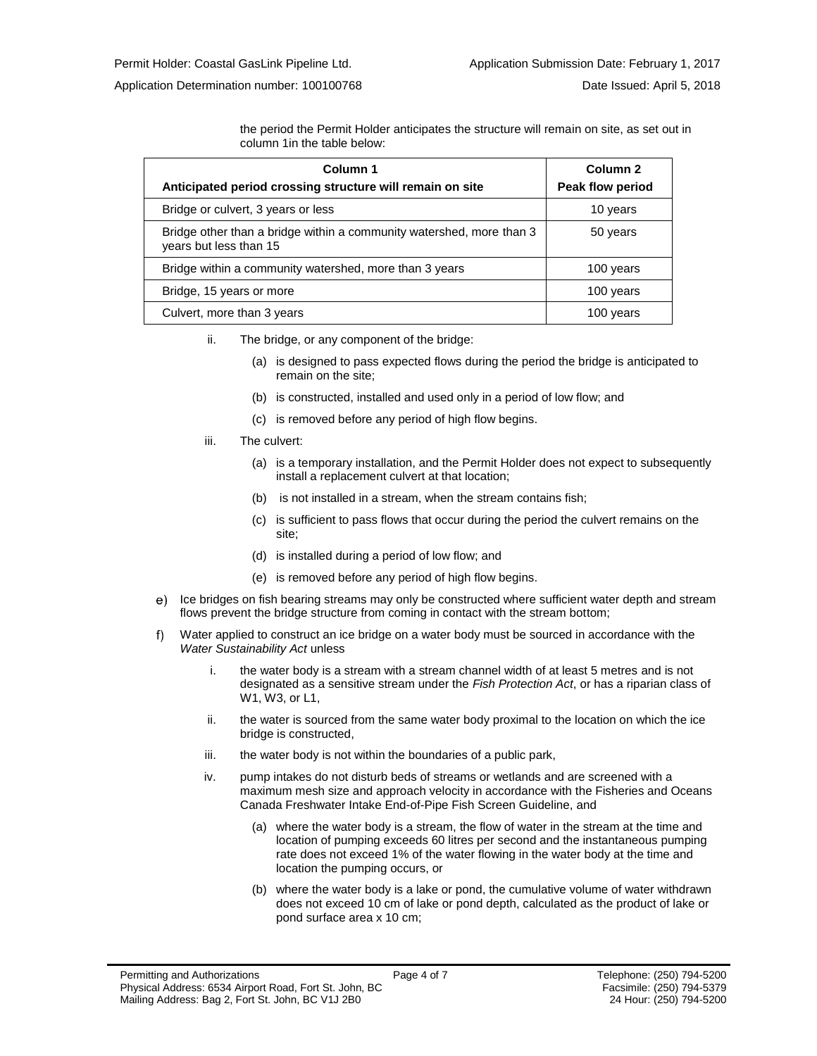the period the Permit Holder anticipates the structure will remain on site, as set out in column 1in the table below:

| Column 1<br>Anticipated period crossing structure will remain on site | Column 2<br>Peak flow period |
|---|---|
| Bridge or culvert, 3 years or less | 10 years |
| Bridge other than a bridge within a community watershed, more than 3 years but less than 15 | 50 years |
| Bridge within a community watershed, more than 3 years | 100 years |
| Bridge, 15 years or more | 100 years |
| Culvert, more than 3 years | 100 years |

ii. The bridge, or any component of the bridge:

(a) is designed to pass expected flows during the period the bridge is anticipated to remain on the site;

(b) is constructed, installed and used only in a period of low flow; and

(c) is removed before any period of high flow begins.

iii. The culvert:

(a) is a temporary installation, and the Permit Holder does not expect to subsequently install a replacement culvert at that location;

(b) is not installed in a stream, when the stream contains fish;

(c) is sufficient to pass flows that occur during the period the culvert remains on the site;

(d) is installed during a period of low flow; and

(e) is removed before any period of high flow begins.

e) Ice bridges on fish bearing streams may only be constructed where sufficient water depth and stream flows prevent the bridge structure from coming in contact with the stream bottom;

f) Water applied to construct an ice bridge on a water body must be sourced in accordance with the *Water Sustainability Act* unless

i. the water body is a stream with a stream channel width of at least 5 metres and is not designated as a sensitive stream under the *Fish Protection Act*, or has a riparian class of W1, W3, or L1,

ii. the water is sourced from the same water body proximal to the location on which the ice bridge is constructed,

iii. the water body is not within the boundaries of a public park,

iv. pump intakes do not disturb beds of streams or wetlands and are screened with a maximum mesh size and approach velocity in accordance with the Fisheries and Oceans Canada Freshwater Intake End-of-Pipe Fish Screen Guideline, and

(a) where the water body is a stream, the flow of water in the stream at the time and location of pumping exceeds 60 litres per second and the instantaneous pumping rate does not exceed 1% of the water flowing in the water body at the time and location the pumping occurs, or

(b) where the water body is a lake or pond, the cumulative volume of water withdrawn does not exceed 10 cm of lake or pond depth, calculated as the product of lake or pond surface area x 10 cm;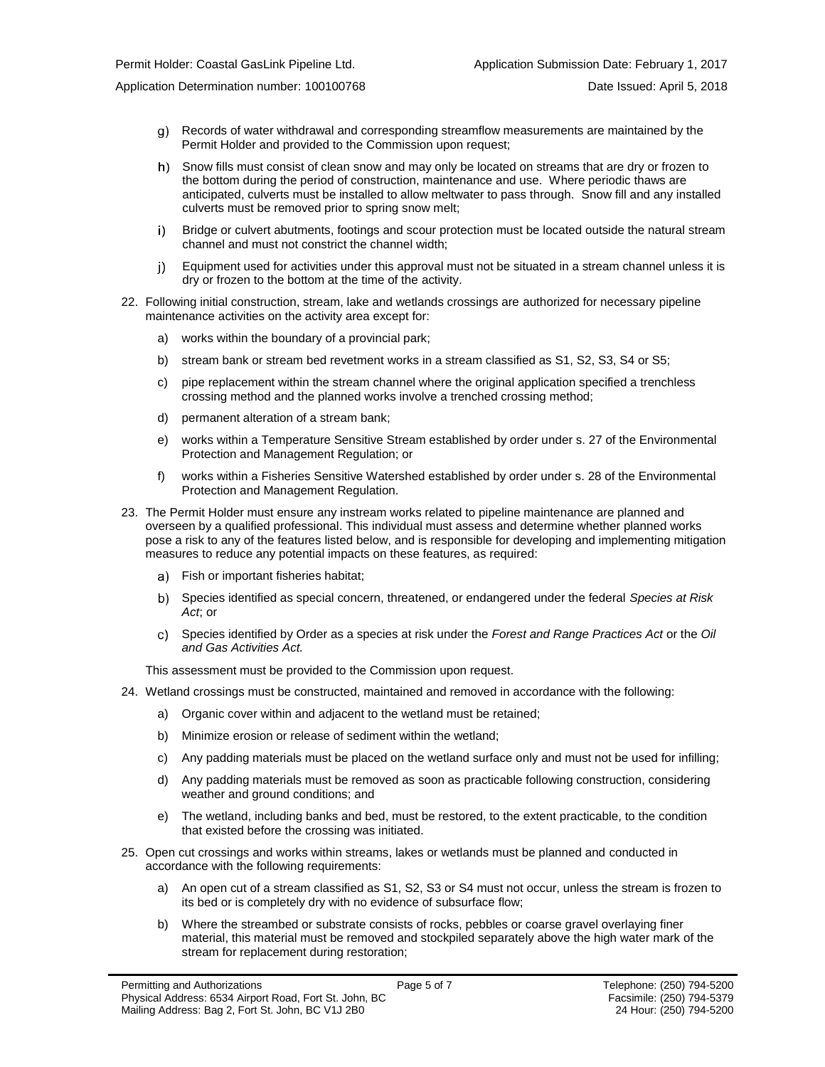g) Records of water withdrawal and corresponding streamflow measurements are maintained by the Permit Holder and provided to the Commission upon request;

h) Snow fills must consist of clean snow and may only be located on streams that are dry or frozen to the bottom during the period of construction, maintenance and use. Where periodic thaws are anticipated, culverts must be installed to allow meltwater to pass through. Snow fill and any installed culverts must be removed prior to spring snow melt;

i) Bridge or culvert abutments, footings and scour protection must be located outside the natural stream channel and must not constrict the channel width;

j) Equipment used for activities under this approval must not be situated in a stream channel unless it is dry or frozen to the bottom at the time of the activity.

22. Following initial construction, stream, lake and wetlands crossings are authorized for necessary pipeline maintenance activities on the activity area except for:

    a) works within the boundary of a provincial park;

    b) stream bank or stream bed revetment works in a stream classified as S1, S2, S3, S4 or S5;

    c) pipe replacement within the stream channel where the original application specified a trenchless crossing method and the planned works involve a trenched crossing method;

    d) permanent alteration of a stream bank;

    e) works within a Temperature Sensitive Stream established by order under s. 27 of the Environmental Protection and Management Regulation; or

    f) works within a Fisheries Sensitive Watershed established by order under s. 28 of the Environmental Protection and Management Regulation.

23. The Permit Holder must ensure any instream works related to pipeline maintenance are planned and overseen by a qualified professional. This individual must assess and determine whether planned works pose a risk to any of the features listed below, and is responsible for developing and implementing mitigation measures to reduce any potential impacts on these features, as required:

    a) Fish or important fisheries habitat;

    b) Species identified as special concern, threatened, or endangered under the federal *Species at Risk Act*; or

    c) Species identified by Order as a species at risk under the *Forest and Range Practices Act* or the *Oil and Gas Activities Act.*

    This assessment must be provided to the Commission upon request.

24. Wetland crossings must be constructed, maintained and removed in accordance with the following:

    a) Organic cover within and adjacent to the wetland must be retained;

    b) Minimize erosion or release of sediment within the wetland;

    c) Any padding materials must be placed on the wetland surface only and must not be used for infilling;

    d) Any padding materials must be removed as soon as practicable following construction, considering weather and ground conditions; and

    e) The wetland, including banks and bed, must be restored, to the extent practicable, to the condition that existed before the crossing was initiated.

25. Open cut crossings and works within streams, lakes or wetlands must be planned and conducted in accordance with the following requirements:

    a) An open cut of a stream classified as S1, S2, S3 or S4 must not occur, unless the stream is frozen to its bed or is completely dry with no evidence of subsurface flow;

    b) Where the streambed or substrate consists of rocks, pebbles or coarse gravel overlaying finer material, this material must be removed and stockpiled separately above the high water mark of the stream for replacement during restoration;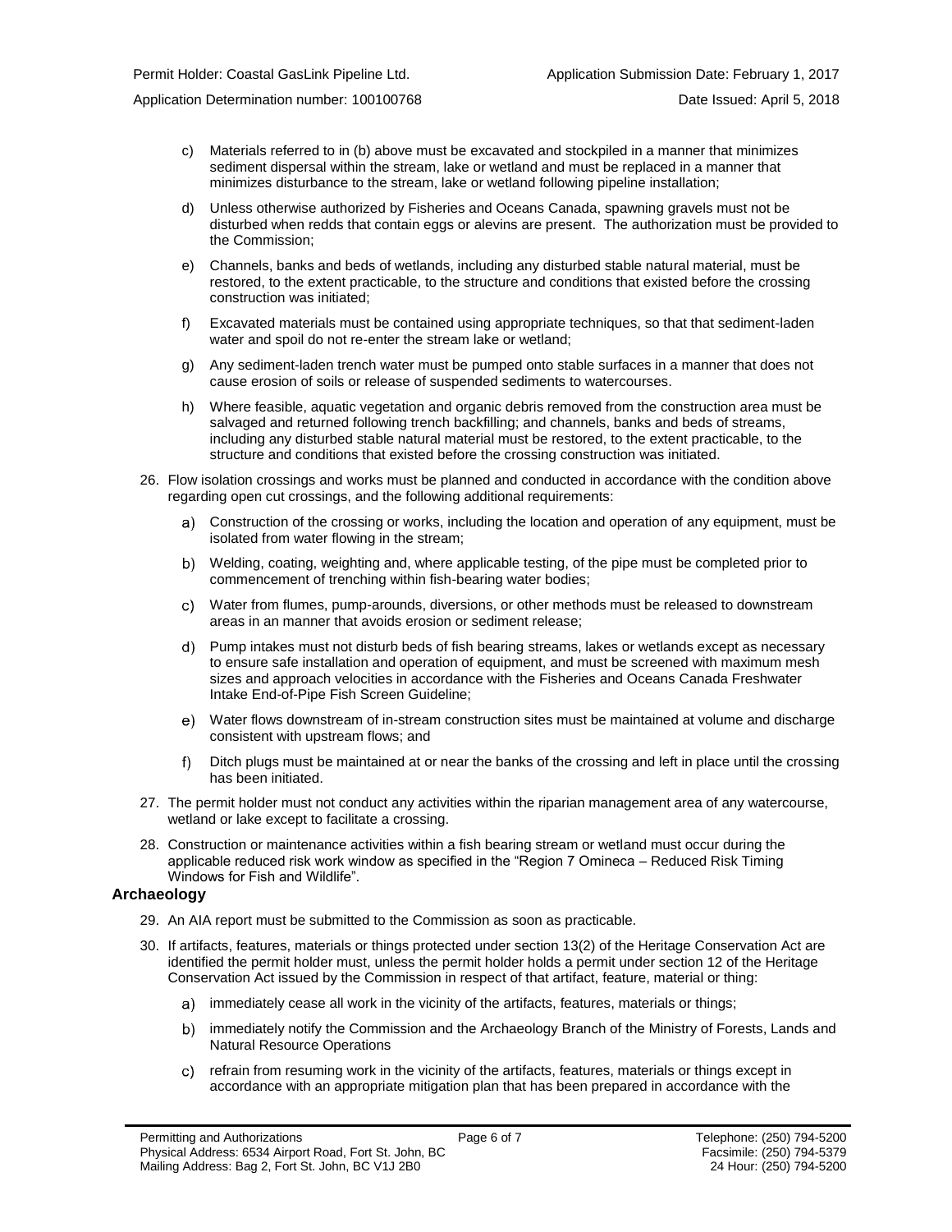c) Materials referred to in (b) above must be excavated and stockpiled in a manner that minimizes sediment dispersal within the stream, lake or wetland and must be replaced in a manner that minimizes disturbance to the stream, lake or wetland following pipeline installation;

d) Unless otherwise authorized by Fisheries and Oceans Canada, spawning gravels must not be disturbed when redds that contain eggs or alevins are present. The authorization must be provided to the Commission;

e) Channels, banks and beds of wetlands, including any disturbed stable natural material, must be restored, to the extent practicable, to the structure and conditions that existed before the crossing construction was initiated;

f) Excavated materials must be contained using appropriate techniques, so that that sediment-laden water and spoil do not re-enter the stream lake or wetland;

g) Any sediment-laden trench water must be pumped onto stable surfaces in a manner that does not cause erosion of soils or release of suspended sediments to watercourses.

h) Where feasible, aquatic vegetation and organic debris removed from the construction area must be salvaged and returned following trench backfilling; and channels, banks and beds of streams, including any disturbed stable natural material must be restored, to the extent practicable, to the structure and conditions that existed before the crossing construction was initiated.

26. Flow isolation crossings and works must be planned and conducted in accordance with the condition above regarding open cut crossings, and the following additional requirements:

    a) Construction of the crossing or works, including the location and operation of any equipment, must be isolated from water flowing in the stream;

    b) Welding, coating, weighting and, where applicable testing, of the pipe must be completed prior to commencement of trenching within fish-bearing water bodies;

    c) Water from flumes, pump-arounds, diversions, or other methods must be released to downstream areas in an manner that avoids erosion or sediment release;

    d) Pump intakes must not disturb beds of fish bearing streams, lakes or wetlands except as necessary to ensure safe installation and operation of equipment, and must be screened with maximum mesh sizes and approach velocities in accordance with the Fisheries and Oceans Canada Freshwater Intake End-of-Pipe Fish Screen Guideline;

    e) Water flows downstream of in-stream construction sites must be maintained at volume and discharge consistent with upstream flows; and

    f) Ditch plugs must be maintained at or near the banks of the crossing and left in place until the crossing has been initiated.

27. The permit holder must not conduct any activities within the riparian management area of any watercourse, wetland or lake except to facilitate a crossing.

28. Construction or maintenance activities within a fish bearing stream or wetland must occur during the applicable reduced risk work window as specified in the "Region 7 Omineca – Reduced Risk Timing Windows for Fish and Wildlife".

## Archaeology

29. An AIA report must be submitted to the Commission as soon as practicable.

30. If artifacts, features, materials or things protected under section 13(2) of the Heritage Conservation Act are identified the permit holder must, unless the permit holder holds a permit under section 12 of the Heritage Conservation Act issued by the Commission in respect of that artifact, feature, material or thing:

    a) immediately cease all work in the vicinity of the artifacts, features, materials or things;

    b) immediately notify the Commission and the Archaeology Branch of the Ministry of Forests, Lands and Natural Resource Operations

    c) refrain from resuming work in the vicinity of the artifacts, features, materials or things except in accordance with an appropriate mitigation plan that has been prepared in accordance with the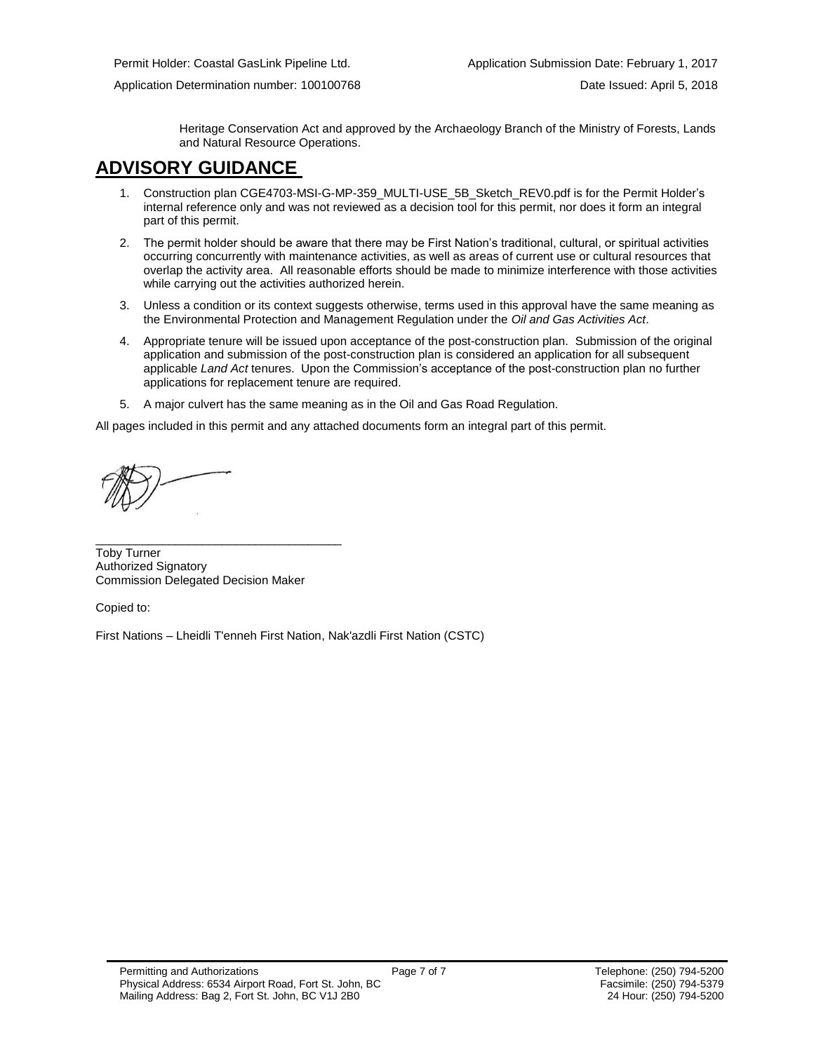Heritage Conservation Act and approved by the Archaeology Branch of the Ministry of Forests, Lands and Natural Resource Operations.

## ADVISORY GUIDANCE

1. Construction plan CGE4703-MSI-G-MP-359_MULTI-USE_5B_Sketch_REV0.pdf is for the Permit Holder's internal reference only and was not reviewed as a decision tool for this permit, nor does it form an integral part of this permit.
2. The permit holder should be aware that there may be First Nation's traditional, cultural, or spiritual activities occurring concurrently with maintenance activities, as well as areas of current use or cultural resources that overlap the activity area. All reasonable efforts should be made to minimize interference with those activities while carrying out the activities authorized herein.
3. Unless a condition or its context suggests otherwise, terms used in this approval have the same meaning as the Environmental Protection and Management Regulation under the *Oil and Gas Activities Act*.
4. Appropriate tenure will be issued upon acceptance of the post-construction plan. Submission of the original application and submission of the post-construction plan is considered an application for all subsequent applicable *Land Act* tenures. Upon the Commission's acceptance of the post-construction plan no further applications for replacement tenure are required.
5. A major culvert has the same meaning as in the Oil and Gas Road Regulation.

All pages included in this permit and any attached documents form an integral part of this permit.

_____________________________________
Toby Turner
Authorized Signatory
Commission Delegated Decision Maker

Copied to:

First Nations – Lheidli T'enneh First Nation, Nak'azdli First Nation (CSTC)